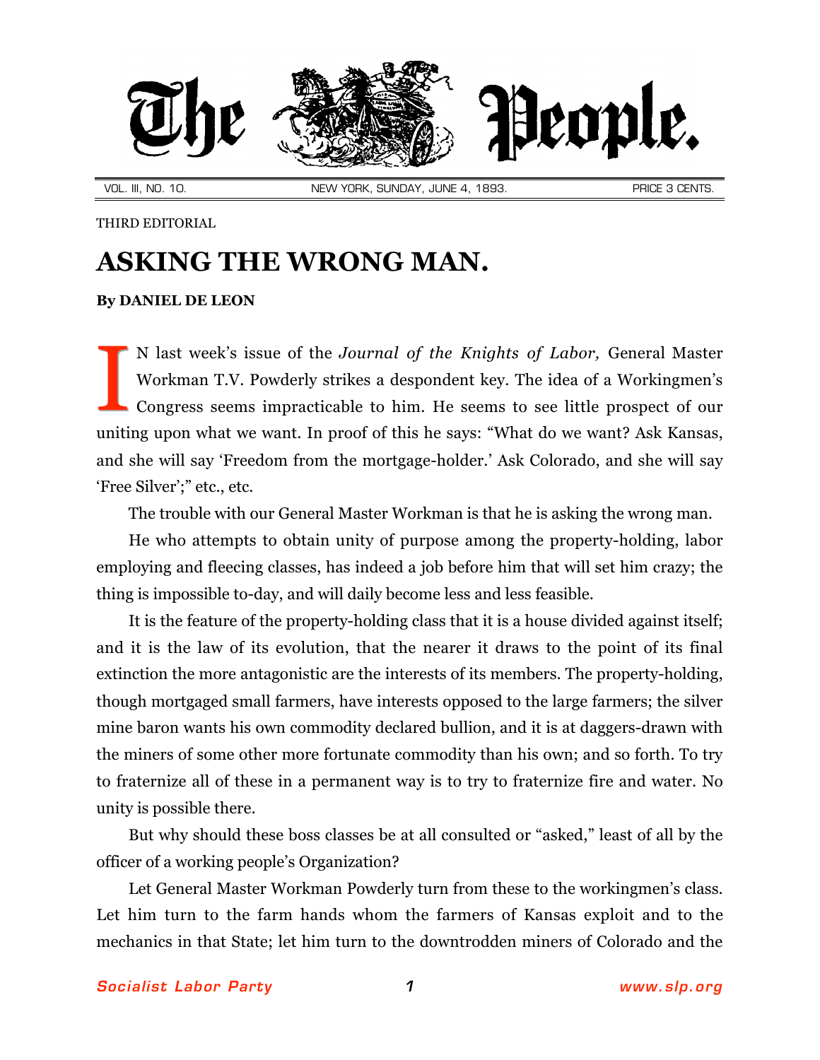# The People.

VOL. III, NO. 10. NEW YORK, SUNDAY, JUNE 4, 1893. PRICE 3 CENTS.

THIRD EDITORIAL

## ASKING THE WRONG MAN.

**By DANIEL DE LEON**

IN last week's issue of the *Journal of the Knights of Labor,* General Master Workman T.V. Powderly strikes a despondent key. The idea of a Workingmen's Congress seems impracticable to him. He seems to see little prospect of our uniting upon what we want. In proof of this he says: "What do we want? Ask Kansas, and she will say 'Freedom from the mortgage-holder.' Ask Colorado, and she will say 'Free Silver';" etc., etc.

The trouble with our General Master Workman is that he is asking the wrong man.

He who attempts to obtain unity of purpose among the property-holding, labor employing and fleecing classes, has indeed a job before him that will set him crazy; the thing is impossible to-day, and will daily become less and less feasible.

It is the feature of the property-holding class that it is a house divided against itself; and it is the law of its evolution, that the nearer it draws to the point of its final extinction the more antagonistic are the interests of its members. The property-holding, though mortgaged small farmers, have interests opposed to the large farmers; the silver mine baron wants his own commodity declared bullion, and it is at daggers-drawn with the miners of some other more fortunate commodity than his own; and so forth. To try to fraternize all of these in a permanent way is to try to fraternize fire and water. No unity is possible there.

But why should these boss classes be at all consulted or "asked," least of all by the officer of a working people's Organization?

Let General Master Workman Powderly turn from these to the workingmen's class. Let him turn to the farm hands whom the farmers of Kansas exploit and to the mechanics in that State; let him turn to the downtrodden miners of Colorado and the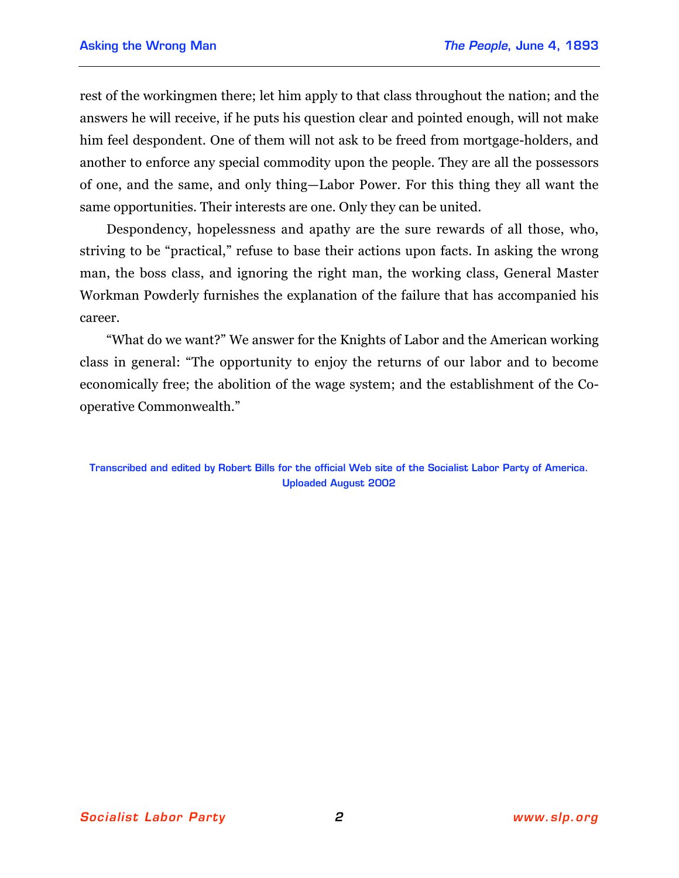rest of the workingmen there; let him apply to that class throughout the nation; and the answers he will receive, if he puts his question clear and pointed enough, will not make him feel despondent. One of them will not ask to be freed from mortgage-holders, and another to enforce any special commodity upon the people. They are all the possessors of one, and the same, and only thing—Labor Power. For this thing they all want the same opportunities. Their interests are one. Only they can be united.

Despondency, hopelessness and apathy are the sure rewards of all those, who, striving to be "practical," refuse to base their actions upon facts. In asking the wrong man, the boss class, and ignoring the right man, the working class, General Master Workman Powderly furnishes the explanation of the failure that has accompanied his career.

"What do we want?" We answer for the Knights of Labor and the American working class in general: "The opportunity to enjoy the returns of our labor and to become economically free; the abolition of the wage system; and the establishment of the Co-operative Commonwealth."

Transcribed and edited by Robert Bills for the official Web site of the Socialist Labor Party of America.
Uploaded August 2002